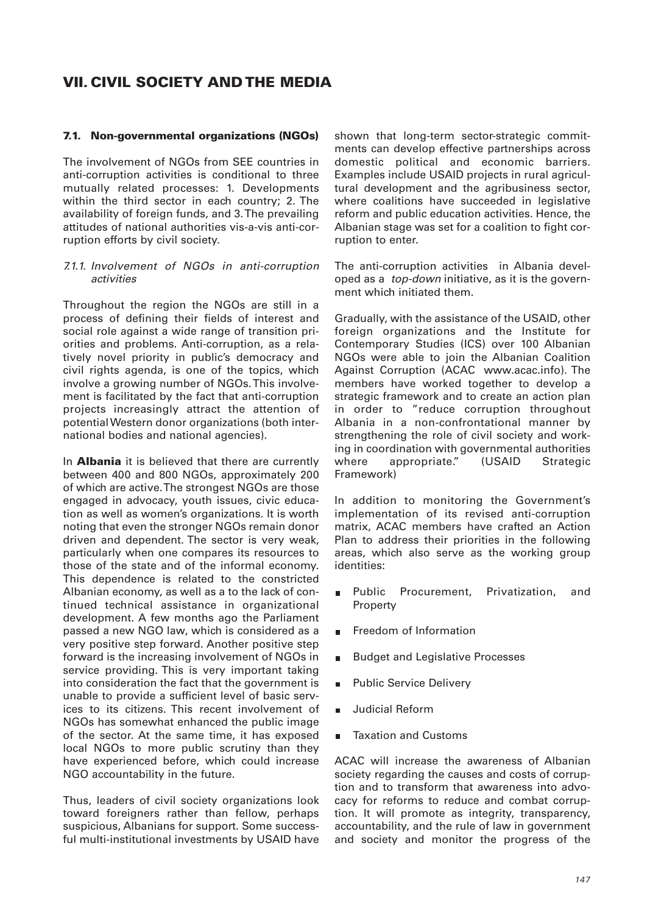# VII. CIVIL SOCIETY AND THE MEDIA

### 7.1. Non-governmental organizations (NGOs)

The involvement of NGOs from SEE countries in anti-corruption activities is conditional to three mutually related processes: 1. Developments within the third sector in each country; 2. The availability of foreign funds, and 3. The prevailing attitudes of national authorities vis-a-vis anti-corruption efforts by civil society.

#### *7.1.1. Involvement of NGOs in anti-corruption activities*

Throughout the region the NGOs are still in a process of defining their fields of interest and social role against a wide range of transition priorities and problems. Anti-corruption, as a relatively novel priority in public's democracy and civil rights agenda, is one of the topics, which involve a growing number of NGOs. This involvement is facilitated by the fact that anti-corruption projects increasingly attract the attention of potential Western donor organizations (both international bodies and national agencies).

In **Albania** it is believed that there are currently between 400 and 800 NGOs, approximately 200 of which are active. The strongest NGOs are those engaged in advocacy, youth issues, civic education as well as women's organizations. It is worth noting that even the stronger NGOs remain donor driven and dependent. The sector is very weak, particularly when one compares its resources to those of the state and of the informal economy. This dependence is related to the constricted Albanian economy, as well as a to the lack of continued technical assistance in organizational development. A few months ago the Parliament passed a new NGO law, which is considered as a very positive step forward. Another positive step forward is the increasing involvement of NGOs in service providing. This is very important taking into consideration the fact that the government is unable to provide a sufficient level of basic services to its citizens. This recent involvement of NGOs has somewhat enhanced the public image of the sector. At the same time, it has exposed local NGOs to more public scrutiny than they have experienced before, which could increase NGO accountability in the future.

Thus, leaders of civil society organizations look toward foreigners rather than fellow, perhaps suspicious, Albanians for support. Some successful multi-institutional investments by USAID have shown that long-term sector-strategic commitments can develop effective partnerships across domestic political and economic barriers. Examples include USAID projects in rural agricultural development and the agribusiness sector, where coalitions have succeeded in legislative reform and public education activities. Hence, the Albanian stage was set for a coalition to fight corruption to enter.

The anti-corruption activities in Albania developed as a *top-down* initiative, as it is the government which initiated them.

Gradually, with the assistance of the USAID, other foreign organizations and the Institute for Contemporary Studies (ICS) over 100 Albanian NGOs were able to join the Albanian Coalition Against Corruption (ACAC www.acac.info). The members have worked together to develop a strategic framework and to create an action plan in order to "reduce corruption throughout Albania in a non-confrontational manner by strengthening the role of civil society and working in coordination with governmental authorities where appropriate." (USAID Strategic Framework)

In addition to monitoring the Government's implementation of its revised anti-corruption matrix, ACAC members have crafted an Action Plan to address their priorities in the following areas, which also serve as the working group identities:

- Public Procurement, Privatization, and Property
- Freedom of Information
- Budget and Legislative Processes
- Public Service Delivery
- Judicial Reform
- Taxation and Customs

ACAC will increase the awareness of Albanian society regarding the causes and costs of corruption and to transform that awareness into advocacy for reforms to reduce and combat corruption. It will promote as integrity, transparency, accountability, and the rule of law in government and society and monitor the progress of the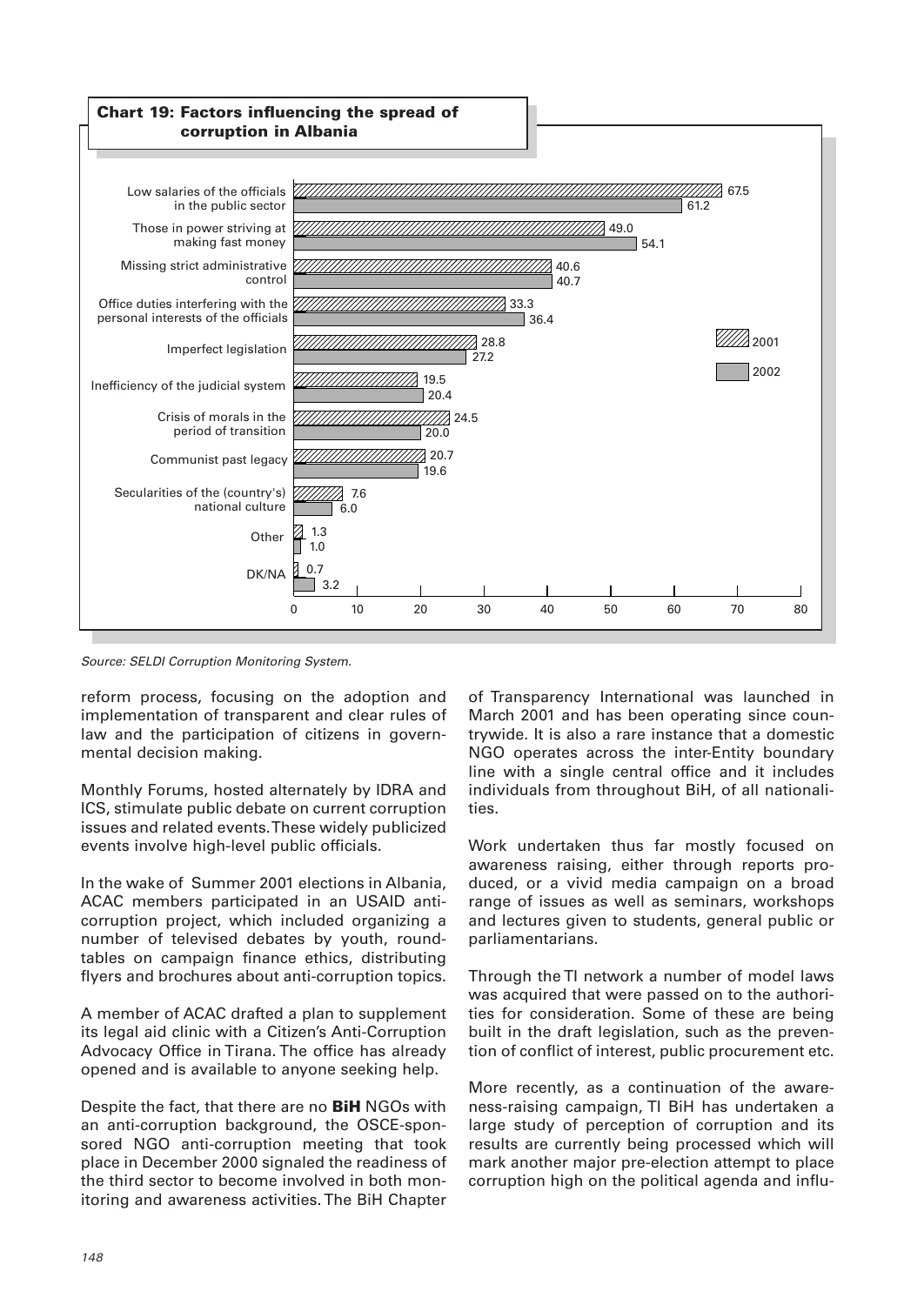**Chart 19: Factors influencing the spread of corruption in Albania**

| Factor | 2001 | 2002 |
|---|---|---|
| Low salaries of the officials in the public sector | 67.5 | 61.2 |
| Those in power striving at making fast money | 49.0 | 54.1 |
| Missing strict administrative control | 40.6 | 40.7 |
| Office duties interfering with the personal interests of the officials | 33.3 | 36.4 |
| Imperfect legislation | 28.8 | 27.2 |
| Inefficiency of the judicial system | 19.5 | 20.4 |
| Crisis of morals in the period of transition | 24.5 | 20.0 |
| Communist past legacy | 20.7 | 19.6 |
| Secularities of the (country's) national culture | 7.6 | 6.0 |
| Other | 1.3 | 1.0 |
| DK/NA | 0.7 | 3.2 |

*Source: SELDI Corruption Monitoring System.*

reform process, focusing on the adoption and implementation of transparent and clear rules of law and the participation of citizens in governmental decision making.

Monthly Forums, hosted alternately by IDRA and ICS, stimulate public debate on current corruption issues and related events. These widely publicized events involve high-level public officials.

In the wake of Summer 2001 elections in Albania, ACAC members participated in an USAID anti-corruption project, which included organizing a number of televised debates by youth, roundtables on campaign finance ethics, distributing flyers and brochures about anti-corruption topics.

A member of ACAC drafted a plan to supplement its legal aid clinic with a Citizen's Anti-Corruption Advocacy Office in Tirana. The office has already opened and is available to anyone seeking help.

Despite the fact, that there are no **BiH** NGOs with an anti-corruption background, the OSCE-sponsored NGO anti-corruption meeting that took place in December 2000 signaled the readiness of the third sector to become involved in both monitoring and awareness activities. The BiH Chapter of Transparency International was launched in March 2001 and has been operating since countrywide. It is also a rare instance that a domestic NGO operates across the inter-Entity boundary line with a single central office and it includes individuals from throughout BiH, of all nationalities.

Work undertaken thus far mostly focused on awareness raising, either through reports produced, or a vivid media campaign on a broad range of issues as well as seminars, workshops and lectures given to students, general public or parliamentarians.

Through the TI network a number of model laws was acquired that were passed on to the authorities for consideration. Some of these are being built in the draft legislation, such as the prevention of conflict of interest, public procurement etc.

More recently, as a continuation of the awareness-raising campaign, TI BiH has undertaken a large study of perception of corruption and its results are currently being processed which will mark another major pre-election attempt to place corruption high on the political agenda and influ-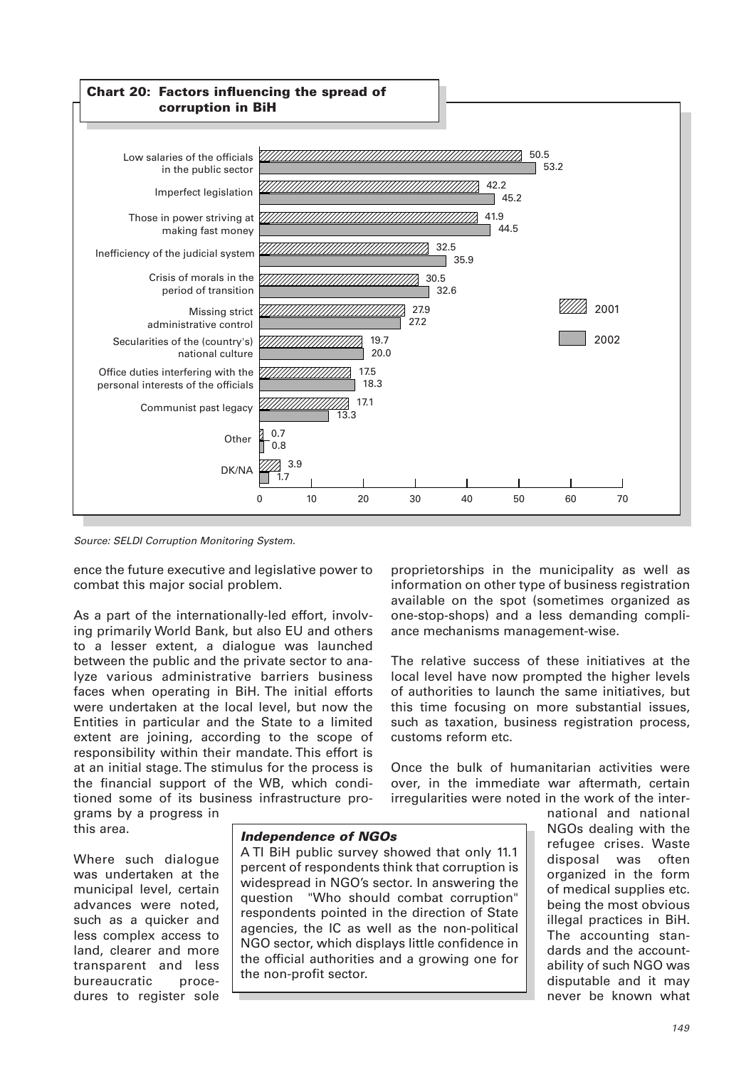**Chart 20: Factors influencing the spread of corruption in BiH**

| Factor | 2001 | 2002 |
|---|---|---|
| Low salaries of the officials in the public sector | 50.5 | 53.2 |
| Imperfect legislation | 42.2 | 45.2 |
| Those in power striving at making fast money | 41.9 | 44.5 |
| Inefficiency of the judicial system | 32.5 | 35.9 |
| Crisis of morals in the period of transition | 30.5 | 32.6 |
| Missing strict administrative control | 27.9 | 27.2 |
| Secularities of the (country's) national culture | 19.7 | 20.0 |
| Office duties interfering with the personal interests of the officials | 17.5 | 18.3 |
| Communist past legacy | 17.1 | 13.3 |
| Other | 0.7 | 0.8 |
| DK/NA | 3.9 | 1.7 |

*Source: SELDI Corruption Monitoring System.*

ence the future executive and legislative power to combat this major social problem.

As a part of the internationally-led effort, involving primarily World Bank, but also EU and others to a lesser extent, a dialogue was launched between the public and the private sector to analyze various administrative barriers business faces when operating in BiH. The initial efforts were undertaken at the local level, but now the Entities in particular and the State to a limited extent are joining, according to the scope of responsibility within their mandate. This effort is at an initial stage. The stimulus for the process is the financial support of the WB, which conditioned some of its business infrastructure programs by a progress in this area.

Where such dialogue was undertaken at the municipal level, certain advances were noted, such as a quicker and less complex access to land, clearer and more transparent and less bureaucratic procedures to register sole proprietorships in the municipality as well as information on other type of business registration available on the spot (sometimes organized as one-stop-shops) and a less demanding compliance mechanisms management-wise.

The relative success of these initiatives at the local level have now prompted the higher levels of authorities to launch the same initiatives, but this time focusing on more substantial issues, such as taxation, business registration process, customs reform etc.

Once the bulk of humanitarian activities were over, in the immediate war aftermath, certain irregularities were noted in the work of the international and national NGOs dealing with the refugee crises. Waste disposal was often organized in the form of medical supplies etc. being the most obvious illegal practices in BiH. The accounting standards and the accountability of such NGO was disputable and it may never be known what

> ***Independence of NGOs***
>
> A TI BiH public survey showed that only 11.1 percent of respondents think that corruption is widespread in NGO's sector. In answering the question "Who should combat corruption" respondents pointed in the direction of State agencies, the IC as well as the non-political NGO sector, which displays little confidence in the official authorities and a growing one for the non-profit sector.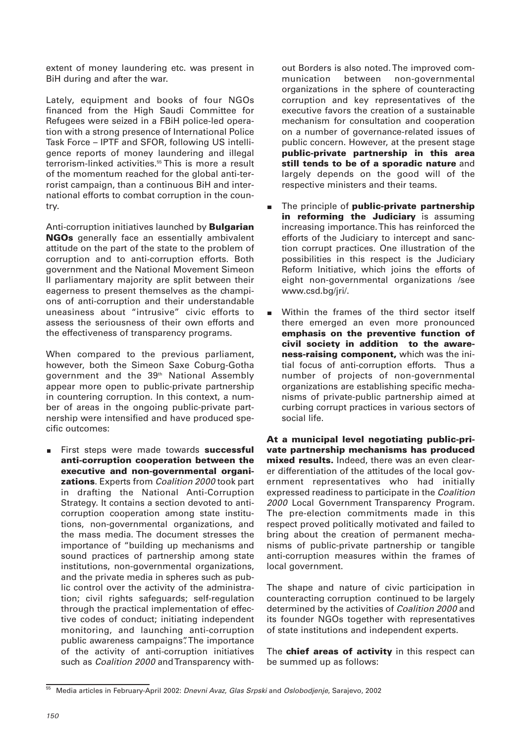extent of money laundering etc. was present in BiH during and after the war.

Lately, equipment and books of four NGOs financed from the High Saudi Committee for Refugees were seized in a FBiH police-led operation with a strong presence of International Police Task Force – IPTF and SFOR, following US intelligence reports of money laundering and illegal terrorism-linked activities.[55] This is more a result of the momentum reached for the global anti-terrorist campaign, than a continuous BiH and international efforts to combat corruption in the country.

Anti-corruption initiatives launched by **Bulgarian NGOs** generally face an essentially ambivalent attitude on the part of the state to the problem of corruption and to anti-corruption efforts. Both government and the National Movement Simeon II parliamentary majority are split between their eagerness to present themselves as the champions of anti-corruption and their understandable uneasiness about "intrusive" civic efforts to assess the seriousness of their own efforts and the effectiveness of transparency programs.

When compared to the previous parliament, however, both the Simeon Saxe Coburg-Gotha government and the 39th National Assembly appear more open to public-private partnership in countering corruption. In this context, a number of areas in the ongoing public-private partnership were intensified and have produced specific outcomes:

- First steps were made towards **successful anti-corruption cooperation between the executive and non-governmental organizations**. Experts from *Coalition 2000* took part in drafting the National Anti-Corruption Strategy. It contains a section devoted to anti-corruption cooperation among state institutions, non-governmental organizations, and the mass media. The document stresses the importance of "building up mechanisms and sound practices of partnership among state institutions, non-governmental organizations, and the private media in spheres such as public control over the activity of the administration; civil rights safeguards; self-regulation through the practical implementation of effective codes of conduct; initiating independent monitoring, and launching anti-corruption public awareness campaigns". The importance of the activity of anti-corruption initiatives such as *Coalition 2000* and Transparency without Borders is also noted. The improved communication between non-governmental organizations in the sphere of counteracting corruption and key representatives of the executive favors the creation of a sustainable mechanism for consultation and cooperation on a number of governance-related issues of public concern. However, at the present stage **public-private partnership in this area still tends to be of a sporadic nature** and largely depends on the good will of the respective ministers and their teams.
- The principle of **public-private partnership in reforming the Judiciary** is assuming increasing importance. This has reinforced the efforts of the Judiciary to intercept and sanction corrupt practices. One illustration of the possibilities in this respect is the Judiciary Reform Initiative, which joins the efforts of eight non-governmental organizations /see www.csd.bg/jri/.
- Within the frames of the third sector itself there emerged an even more pronounced **emphasis on the preventive function of civil society in addition to the awareness-raising component,** which was the initial focus of anti-corruption efforts. Thus a number of projects of non-governmental organizations are establishing specific mechanisms of private-public partnership aimed at curbing corrupt practices in various sectors of social life.

**At a municipal level negotiating public-private partnership mechanisms has produced mixed results.** Indeed, there was an even clearer differentiation of the attitudes of the local government representatives who had initially expressed readiness to participate in the *Coalition 2000* Local Government Transparency Program. The pre-election commitments made in this respect proved politically motivated and failed to bring about the creation of permanent mechanisms of public-private partnership or tangible anti-corruption measures within the frames of local government.

The shape and nature of civic participation in counteracting corruption continued to be largely determined by the activities of *Coalition 2000* and its founder NGOs together with representatives of state institutions and independent experts.

The **chief areas of activity** in this respect can be summed up as follows:

[55] Media articles in February-April 2002: *Dnevni Avaz*, *Glas Srpski* and *Oslobodjenje*, Sarajevo, 2002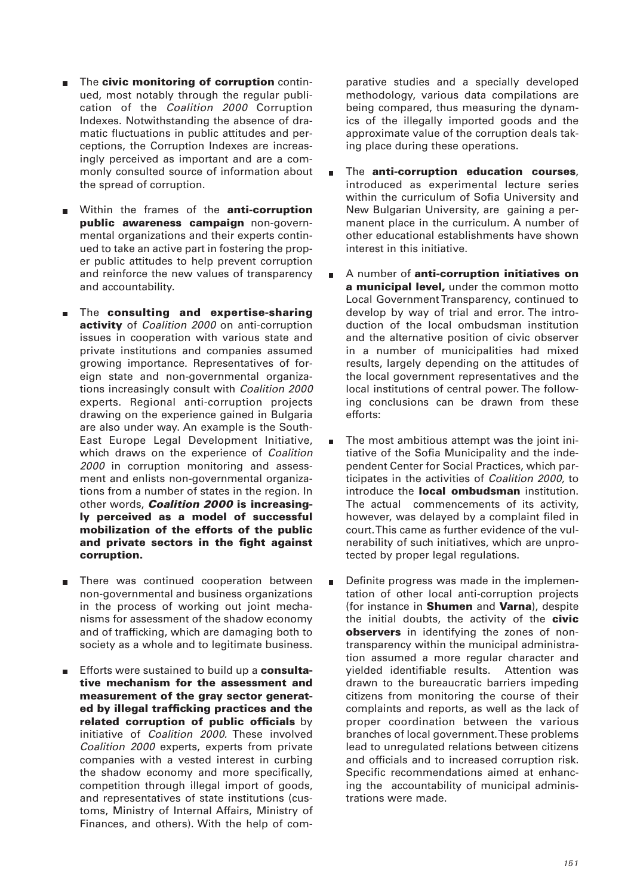- The **civic monitoring of corruption** continued, most notably through the regular publication of the *Coalition 2000* Corruption Indexes. Notwithstanding the absence of dramatic fluctuations in public attitudes and perceptions, the Corruption Indexes are increasingly perceived as important and are a commonly consulted source of information about the spread of corruption.

- Within the frames of the **anti-corruption public awareness campaign** non-governmental organizations and their experts continued to take an active part in fostering the proper public attitudes to help prevent corruption and reinforce the new values of transparency and accountability.

- The **consulting and expertise-sharing activity** of *Coalition 2000* on anti-corruption issues in cooperation with various state and private institutions and companies assumed growing importance. Representatives of foreign state and non-governmental organizations increasingly consult with *Coalition 2000* experts. Regional anti-corruption projects drawing on the experience gained in Bulgaria are also under way. An example is the South-East Europe Legal Development Initiative, which draws on the experience of *Coalition 2000* in corruption monitoring and assessment and enlists non-governmental organizations from a number of states in the region. In other words, ***Coalition 2000* is increasingly perceived as a model of successful mobilization of the efforts of the public and private sectors in the fight against corruption.**

- There was continued cooperation between non-governmental and business organizations in the process of working out joint mechanisms for assessment of the shadow economy and of trafficking, which are damaging both to society as a whole and to legitimate business.

- Efforts were sustained to build up a **consultative mechanism for the assessment and measurement of the gray sector generated by illegal trafficking practices and the related corruption of public officials** by initiative of *Coalition 2000.* These involved *Coalition 2000* experts, experts from private companies with a vested interest in curbing the shadow economy and more specifically, competition through illegal import of goods, and representatives of state institutions (customs, Ministry of Internal Affairs, Ministry of Finances, and others). With the help of comparative studies and a specially developed methodology, various data compilations are being compared, thus measuring the dynamics of the illegally imported goods and the approximate value of the corruption deals taking place during these operations.

- The **anti-corruption education courses**, introduced as experimental lecture series within the curriculum of Sofia University and New Bulgarian University, are gaining a permanent place in the curriculum. A number of other educational establishments have shown interest in this initiative.

- A number of **anti-corruption initiatives on a municipal level,** under the common motto Local Government Transparency, continued to develop by way of trial and error. The introduction of the local ombudsman institution and the alternative position of civic observer in a number of municipalities had mixed results, largely depending on the attitudes of the local government representatives and the local institutions of central power. The following conclusions can be drawn from these efforts:

- The most ambitious attempt was the joint initiative of the Sofia Municipality and the independent Center for Social Practices, which participates in the activities of *Coalition 2000,* to introduce the **local ombudsman** institution. The actual commencements of its activity, however, was delayed by a complaint filed in court. This came as further evidence of the vulnerability of such initiatives, which are unprotected by proper legal regulations.

- Definite progress was made in the implementation of other local anti-corruption projects (for instance in **Shumen** and **Varna**), despite the initial doubts, the activity of the **civic observers** in identifying the zones of non-transparency within the municipal administration assumed a more regular character and yielded identifiable results. Attention was drawn to the bureaucratic barriers impeding citizens from monitoring the course of their complaints and reports, as well as the lack of proper coordination between the various branches of local government. These problems lead to unregulated relations between citizens and officials and to increased corruption risk. Specific recommendations aimed at enhancing the accountability of municipal administrations were made.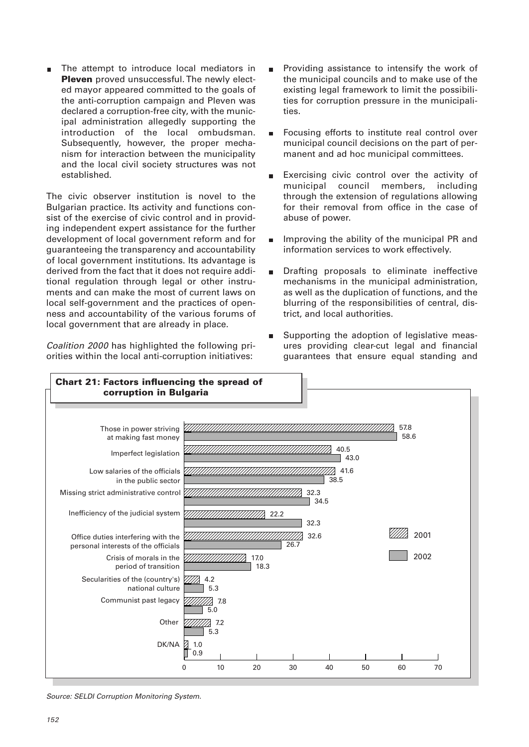- The attempt to introduce local mediators in **Pleven** proved unsuccessful. The newly elected mayor appeared committed to the goals of the anti-corruption campaign and Pleven was declared a corruption-free city, with the municipal administration allegedly supporting the introduction of the local ombudsman. Subsequently, however, the proper mechanism for interaction between the municipality and the local civil society structures was not established.

The civic observer institution is novel to the Bulgarian practice. Its activity and functions consist of the exercise of civic control and in providing independent expert assistance for the further development of local government reform and for guaranteeing the transparency and accountability of local government institutions. Its advantage is derived from the fact that it does not require additional regulation through legal or other instruments and can make the most of current laws on local self-government and the practices of openness and accountability of the various forums of local government that are already in place.

*Coalition 2000* has highlighted the following priorities within the local anti-corruption initiatives:

- Providing assistance to intensify the work of the municipal councils and to make use of the existing legal framework to limit the possibilities for corruption pressure in the municipalities.
- Focusing efforts to institute real control over municipal council decisions on the part of permanent and ad hoc municipal committees.
- Exercising civic control over the activity of municipal council members, including through the extension of regulations allowing for their removal from office in the case of abuse of power.
- Improving the ability of the municipal PR and information services to work effectively.
- Drafting proposals to eliminate ineffective mechanisms in the municipal administration, as well as the duplication of functions, and the blurring of the responsibilities of central, district, and local authorities.
- Supporting the adoption of legislative measures providing clear-cut legal and financial guarantees that ensure equal standing and

**Chart 21: Factors influencing the spread of corruption in Bulgaria**

| Factor | 2001 | 2002 |
|---|---|---|
| Those in power striving at making fast money | 57.8 | 58.6 |
| Imperfect legislation | 40.5 | 43.0 |
| Low salaries of the officials in the public sector | 41.6 | 38.5 |
| Missing strict administrative control | 32.3 | 34.5 |
| Inefficiency of the judicial system | 22.2 | 32.3 |
| Office duties interfering with the personal interests of the officials | 32.6 | 26.7 |
| Crisis of morals in the period of transition | 17.0 | 18.3 |
| Secularities of the (country's) national culture | 4.2 | 5.3 |
| Communist past legacy | 7.8 | 5.0 |
| Other | 7.2 | 5.3 |
| DK/NA | 1.0 | 0.9 |

*Source: SELDI Corruption Monitoring System.*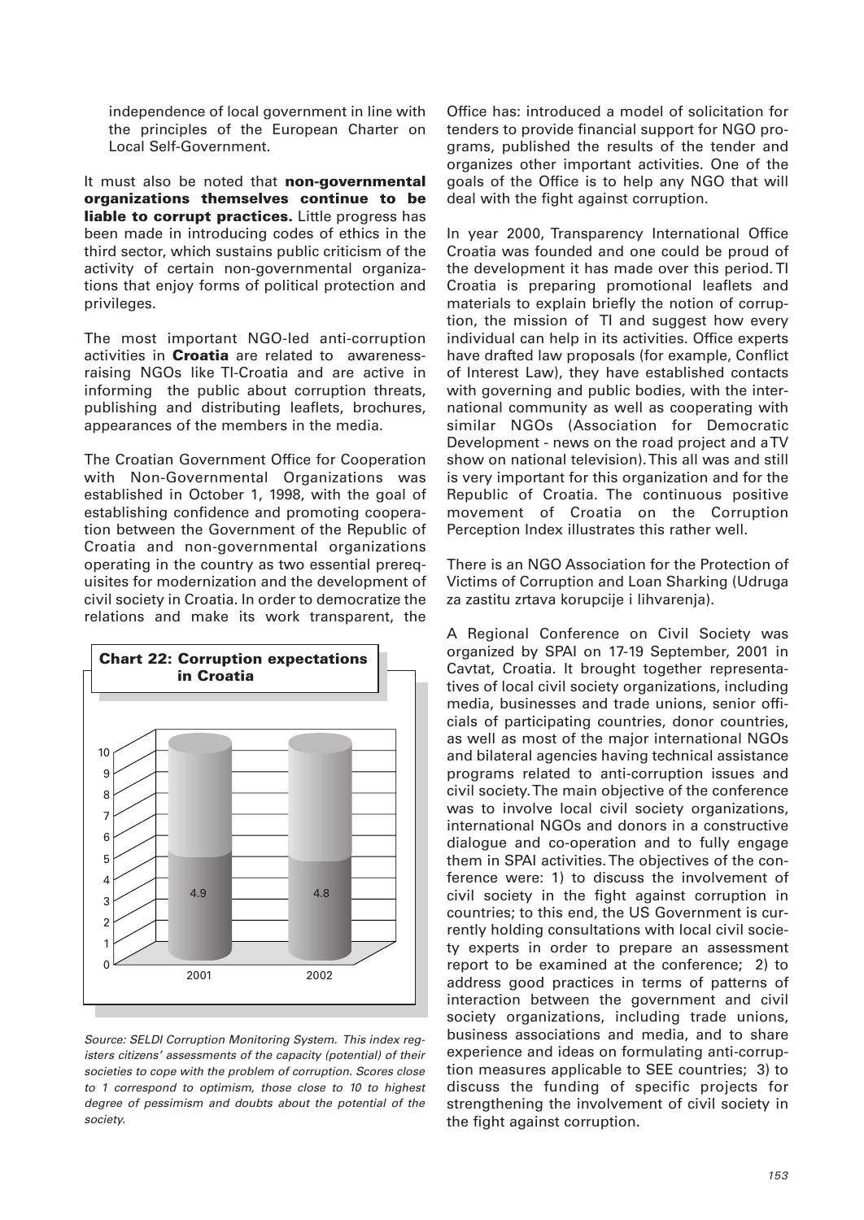independence of local government in line with the principles of the European Charter on Local Self-Government.

It must also be noted that **non-governmental organizations themselves continue to be liable to corrupt practices.** Little progress has been made in introducing codes of ethics in the third sector, which sustains public criticism of the activity of certain non-governmental organizations that enjoy forms of political protection and privileges.

The most important NGO-led anti-corruption activities in **Croatia** are related to awareness-raising NGOs like TI-Croatia and are active in informing the public about corruption threats, publishing and distributing leaflets, brochures, appearances of the members in the media.

The Croatian Government Office for Cooperation with Non-Governmental Organizations was established in October 1, 1998, with the goal of establishing confidence and promoting cooperation between the Government of the Republic of Croatia and non-governmental organizations operating in the country as two essential prerequisites for modernization and the development of civil society in Croatia. In order to democratize the relations and make its work transparent, the Office has: introduced a model of solicitation for tenders to provide financial support for NGO programs, published the results of the tender and organizes other important activities. One of the goals of the Office is to help any NGO that will deal with the fight against corruption.

**Chart 22: Corruption expectations in Croatia**

| Year | Score |
|---|---|
| 2001 | 4.9 |
| 2002 | 4.8 |

*Source: SELDI Corruption Monitoring System. This index registers citizens' assessments of the capacity (potential) of their societies to cope with the problem of corruption. Scores close to 1 correspond to optimism, those close to 10 to highest degree of pessimism and doubts about the potential of the society.*

In year 2000, Transparency International Office Croatia was founded and one could be proud of the development it has made over this period. TI Croatia is preparing promotional leaflets and materials to explain briefly the notion of corruption, the mission of TI and suggest how every individual can help in its activities. Office experts have drafted law proposals (for example, Conflict of Interest Law), they have established contacts with governing and public bodies, with the international community as well as cooperating with similar NGOs (Association for Democratic Development - news on the road project and a TV show on national television). This all was and still is very important for this organization and for the Republic of Croatia. The continuous positive movement of Croatia on the Corruption Perception Index illustrates this rather well.

There is an NGO Association for the Protection of Victims of Corruption and Loan Sharking (Udruga za zastitu zrtava korupcije i lihvarenja).

A Regional Conference on Civil Society was organized by SPAI on 17-19 September, 2001 in Cavtat, Croatia. It brought together representatives of local civil society organizations, including media, businesses and trade unions, senior officials of participating countries, donor countries, as well as most of the major international NGOs and bilateral agencies having technical assistance programs related to anti-corruption issues and civil society. The main objective of the conference was to involve local civil society organizations, international NGOs and donors in a constructive dialogue and co-operation and to fully engage them in SPAI activities. The objectives of the conference were: 1) to discuss the involvement of civil society in the fight against corruption in countries; to this end, the US Government is currently holding consultations with local civil society experts in order to prepare an assessment report to be examined at the conference; 2) to address good practices in terms of patterns of interaction between the government and civil society organizations, including trade unions, business associations and media, and to share experience and ideas on formulating anti-corruption measures applicable to SEE countries; 3) to discuss the funding of specific projects for strengthening the involvement of civil society in the fight against corruption.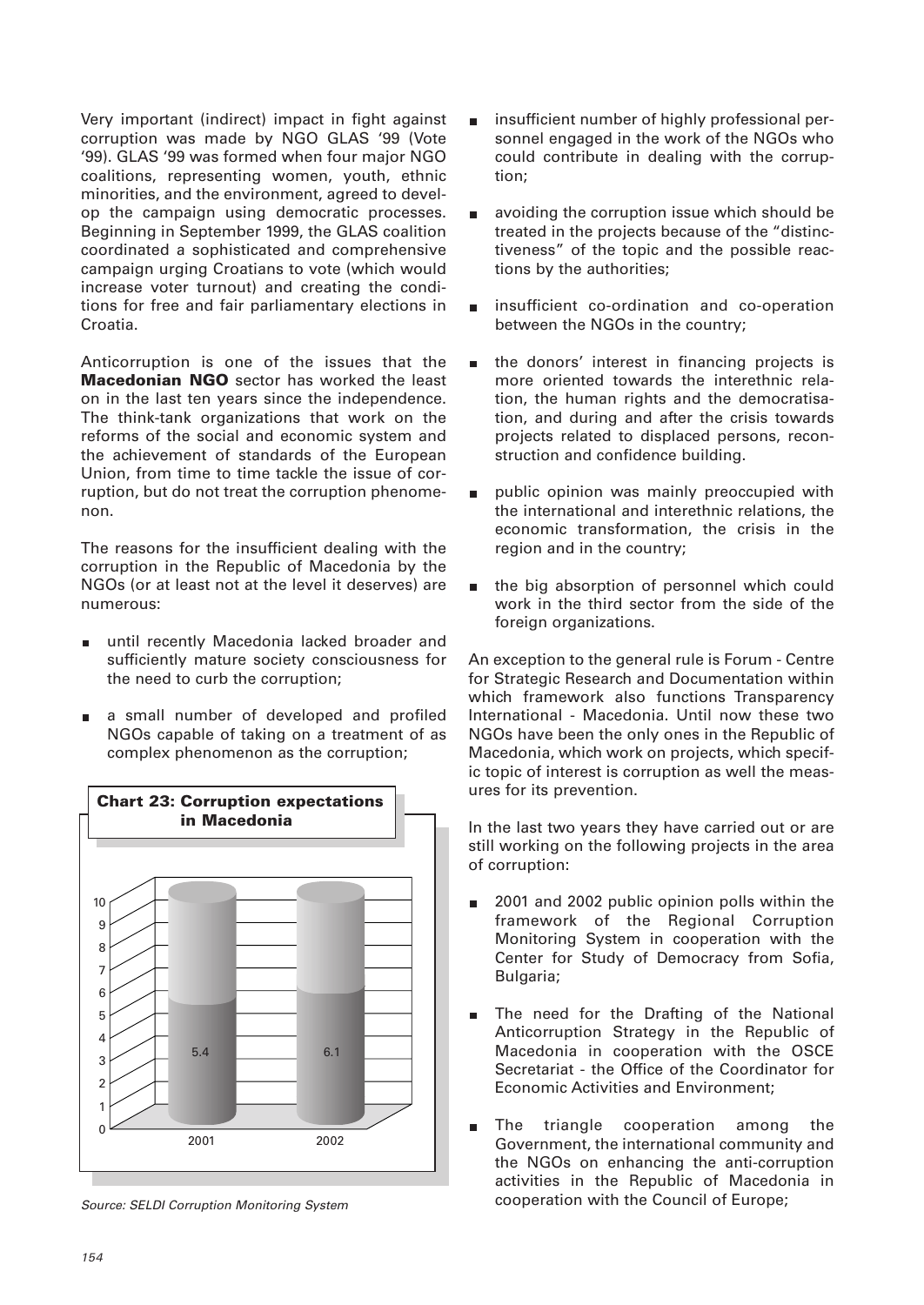Very important (indirect) impact in fight against corruption was made by NGO GLAS '99 (Vote '99). GLAS '99 was formed when four major NGO coalitions, representing women, youth, ethnic minorities, and the environment, agreed to develop the campaign using democratic processes. Beginning in September 1999, the GLAS coalition coordinated a sophisticated and comprehensive campaign urging Croatians to vote (which would increase voter turnout) and creating the conditions for free and fair parliamentary elections in Croatia.

Anticorruption is one of the issues that the **Macedonian NGO** sector has worked the least on in the last ten years since the independence. The think-tank organizations that work on the reforms of the social and economic system and the achievement of standards of the European Union, from time to time tackle the issue of corruption, but do not treat the corruption phenomenon.

The reasons for the insufficient dealing with the corruption in the Republic of Macedonia by the NGOs (or at least not at the level it deserves) are numerous:

- until recently Macedonia lacked broader and sufficiently mature society consciousness for the need to curb the corruption;
- a small number of developed and profiled NGOs capable of taking on a treatment of as complex phenomenon as the corruption;
- insufficient number of highly professional personnel engaged in the work of the NGOs who could contribute in dealing with the corruption;
- avoiding the corruption issue which should be treated in the projects because of the "distinctiveness" of the topic and the possible reactions by the authorities;
- insufficient co-ordination and co-operation between the NGOs in the country;
- the donors' interest in financing projects is more oriented towards the interethnic relation, the human rights and the democratisation, and during and after the crisis towards projects related to displaced persons, reconstruction and confidence building.
- public opinion was mainly preoccupied with the international and interethnic relations, the economic transformation, the crisis in the region and in the country;
- the big absorption of personnel which could work in the third sector from the side of the foreign organizations.

**Chart 23: Corruption expectations in Macedonia**

| Year | Value |
|---|---|
| 2001 | 5.4 |
| 2002 | 6.1 |

*Source: SELDI Corruption Monitoring System*

An exception to the general rule is Forum - Centre for Strategic Research and Documentation within which framework also functions Transparency International - Macedonia. Until now these two NGOs have been the only ones in the Republic of Macedonia, which work on projects, which specific topic of interest is corruption as well the measures for its prevention.

In the last two years they have carried out or are still working on the following projects in the area of corruption:

- 2001 and 2002 public opinion polls within the framework of the Regional Corruption Monitoring System in cooperation with the Center for Study of Democracy from Sofia, Bulgaria;
- The need for the Drafting of the National Anticorruption Strategy in the Republic of Macedonia in cooperation with the OSCE Secretariat - the Office of the Coordinator for Economic Activities and Environment;
- The triangle cooperation among the Government, the international community and the NGOs on enhancing the anti-corruption activities in the Republic of Macedonia in cooperation with the Council of Europe;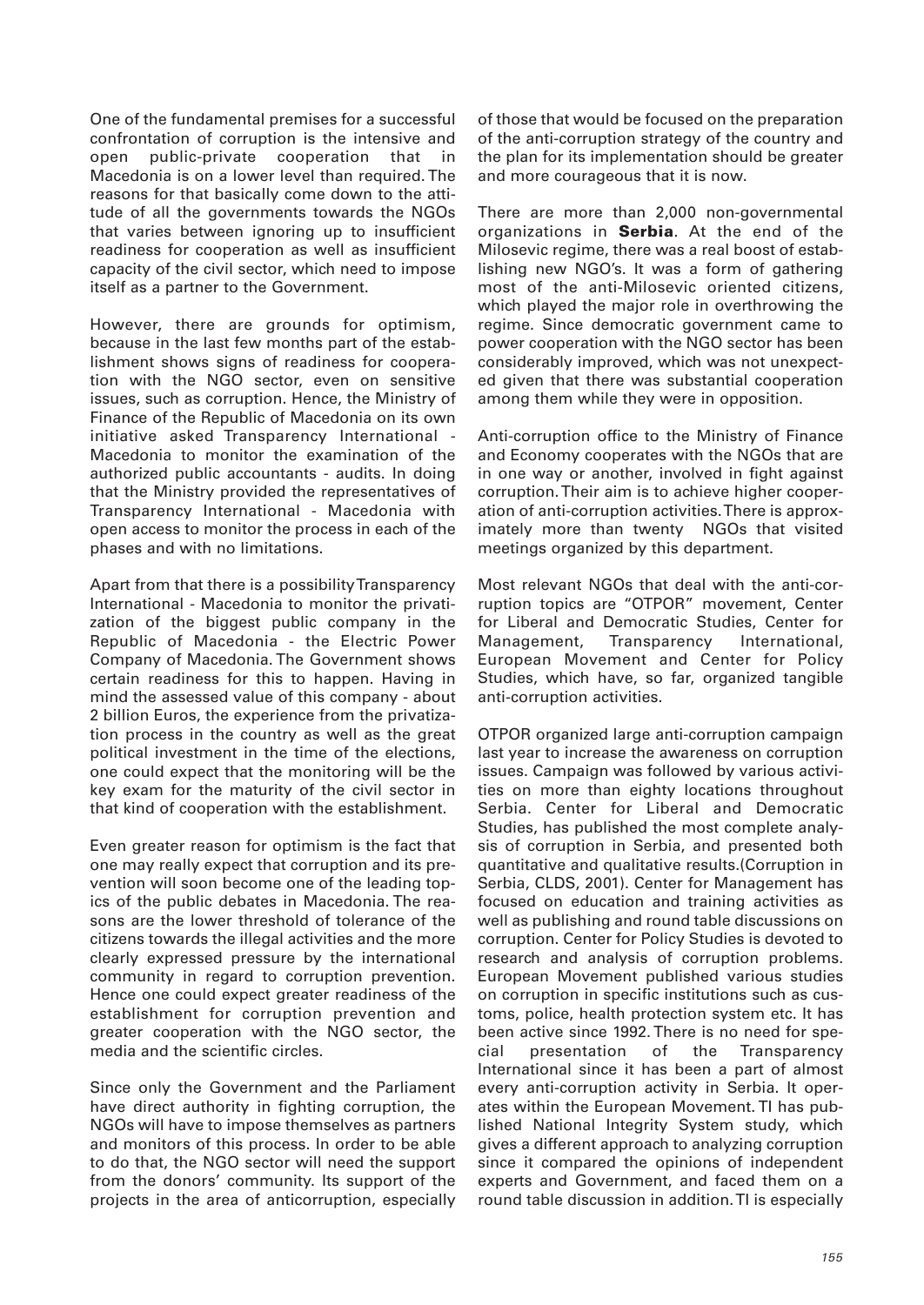One of the fundamental premises for a successful confrontation of corruption is the intensive and open public-private cooperation that in Macedonia is on a lower level than required. The reasons for that basically come down to the attitude of all the governments towards the NGOs that varies between ignoring up to insufficient readiness for cooperation as well as insufficient capacity of the civil sector, which need to impose itself as a partner to the Government.

However, there are grounds for optimism, because in the last few months part of the establishment shows signs of readiness for cooperation with the NGO sector, even on sensitive issues, such as corruption. Hence, the Ministry of Finance of the Republic of Macedonia on its own initiative asked Transparency International - Macedonia to monitor the examination of the authorized public accountants - audits. In doing that the Ministry provided the representatives of Transparency International - Macedonia with open access to monitor the process in each of the phases and with no limitations.

Apart from that there is a possibility Transparency International - Macedonia to monitor the privatization of the biggest public company in the Republic of Macedonia - the Electric Power Company of Macedonia. The Government shows certain readiness for this to happen. Having in mind the assessed value of this company - about 2 billion Euros, the experience from the privatization process in the country as well as the great political investment in the time of the elections, one could expect that the monitoring will be the key exam for the maturity of the civil sector in that kind of cooperation with the establishment.

Even greater reason for optimism is the fact that one may really expect that corruption and its prevention will soon become one of the leading topics of the public debates in Macedonia. The reasons are the lower threshold of tolerance of the citizens towards the illegal activities and the more clearly expressed pressure by the international community in regard to corruption prevention. Hence one could expect greater readiness of the establishment for corruption prevention and greater cooperation with the NGO sector, the media and the scientific circles.

Since only the Government and the Parliament have direct authority in fighting corruption, the NGOs will have to impose themselves as partners and monitors of this process. In order to be able to do that, the NGO sector will need the support from the donors' community. Its support of the projects in the area of anticorruption, especially of those that would be focused on the preparation of the anti-corruption strategy of the country and the plan for its implementation should be greater and more courageous that it is now.

There are more than 2,000 non-governmental organizations in **Serbia**. At the end of the Milosevic regime, there was a real boost of establishing new NGO's. It was a form of gathering most of the anti-Milosevic oriented citizens, which played the major role in overthrowing the regime. Since democratic government came to power cooperation with the NGO sector has been considerably improved, which was not unexpected given that there was substantial cooperation among them while they were in opposition.

Anti-corruption office to the Ministry of Finance and Economy cooperates with the NGOs that are in one way or another, involved in fight against corruption. Their aim is to achieve higher cooperation of anti-corruption activities. There is approximately more than twenty NGOs that visited meetings organized by this department.

Most relevant NGOs that deal with the anti-corruption topics are "OTPOR" movement, Center for Liberal and Democratic Studies, Center for Management, Transparency International, European Movement and Center for Policy Studies, which have, so far, organized tangible anti-corruption activities.

OTPOR organized large anti-corruption campaign last year to increase the awareness on corruption issues. Campaign was followed by various activities on more than eighty locations throughout Serbia. Center for Liberal and Democratic Studies, has published the most complete analysis of corruption in Serbia, and presented both quantitative and qualitative results.(Corruption in Serbia, CLDS, 2001). Center for Management has focused on education and training activities as well as publishing and round table discussions on corruption. Center for Policy Studies is devoted to research and analysis of corruption problems. European Movement published various studies on corruption in specific institutions such as customs, police, health protection system etc. It has been active since 1992. There is no need for special presentation of the Transparency International since it has been a part of almost every anti-corruption activity in Serbia. It operates within the European Movement. TI has published National Integrity System study, which gives a different approach to analyzing corruption since it compared the opinions of independent experts and Government, and faced them on a round table discussion in addition. TI is especially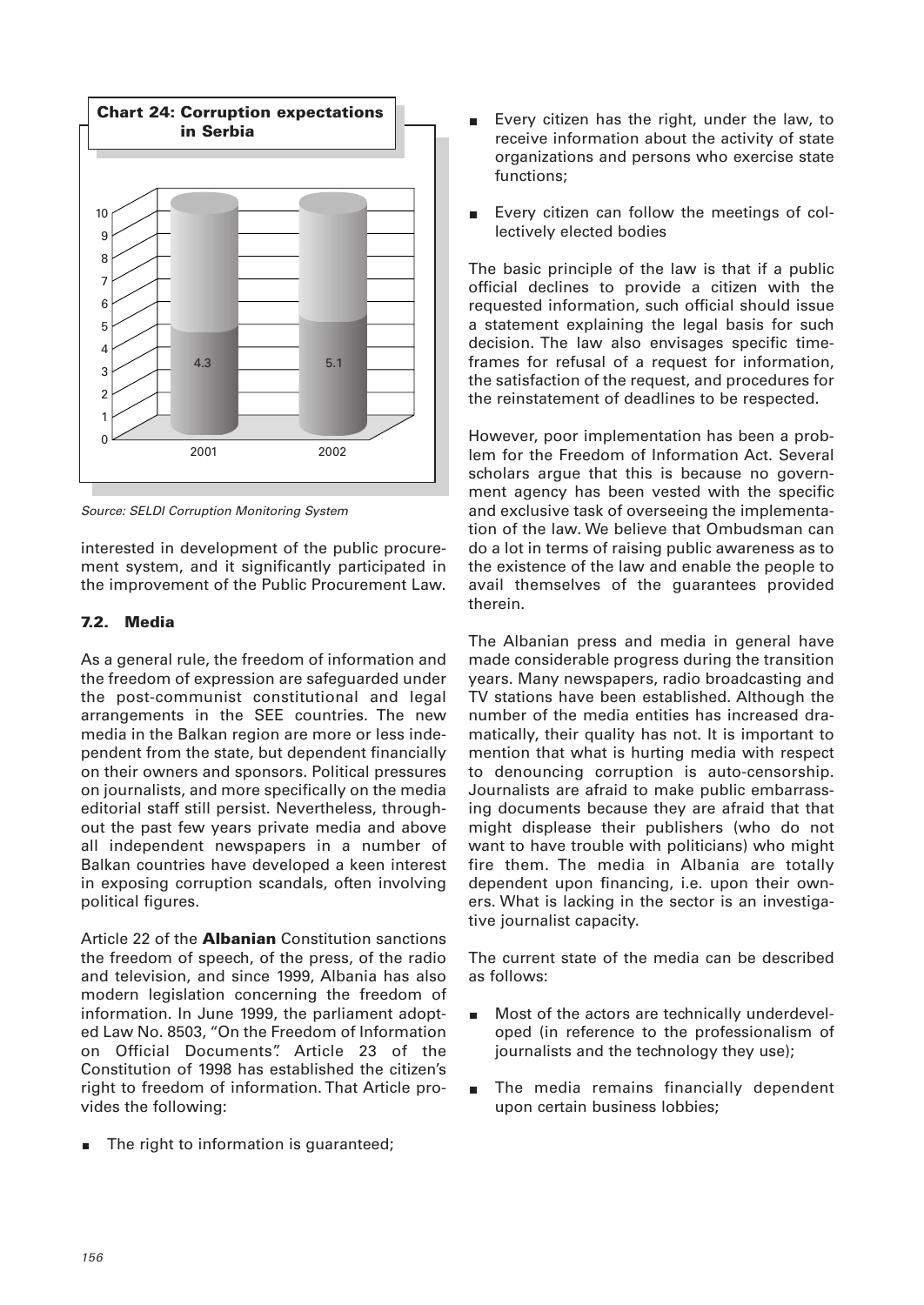**Chart 24: Corruption expectations in Serbia**

| Year | Value |
|---|---|
| 2001 | 4.3 |
| 2002 | 5.1 |

*Source: SELDI Corruption Monitoring System*

interested in development of the public procurement system, and it significantly participated in the improvement of the Public Procurement Law.

### 7.2. Media

As a general rule, the freedom of information and the freedom of expression are safeguarded under the post-communist constitutional and legal arrangements in the SEE countries. The new media in the Balkan region are more or less independent from the state, but dependent financially on their owners and sponsors. Political pressures on journalists, and more specifically on the media editorial staff still persist. Nevertheless, throughout the past few years private media and above all independent newspapers in a number of Balkan countries have developed a keen interest in exposing corruption scandals, often involving political figures.

Article 22 of the **Albanian** Constitution sanctions the freedom of speech, of the press, of the radio and television, and since 1999, Albania has also modern legislation concerning the freedom of information. In June 1999, the parliament adopted Law No. 8503, "On the Freedom of Information on Official Documents". Article 23 of the Constitution of 1998 has established the citizen's right to freedom of information. That Article provides the following:

- The right to information is guaranteed;
- Every citizen has the right, under the law, to receive information about the activity of state organizations and persons who exercise state functions;
- Every citizen can follow the meetings of collectively elected bodies

The basic principle of the law is that if a public official declines to provide a citizen with the requested information, such official should issue a statement explaining the legal basis for such decision. The law also envisages specific timeframes for refusal of a request for information, the satisfaction of the request, and procedures for the reinstatement of deadlines to be respected.

However, poor implementation has been a problem for the Freedom of Information Act. Several scholars argue that this is because no government agency has been vested with the specific and exclusive task of overseeing the implementation of the law. We believe that Ombudsman can do a lot in terms of raising public awareness as to the existence of the law and enable the people to avail themselves of the guarantees provided therein.

The Albanian press and media in general have made considerable progress during the transition years. Many newspapers, radio broadcasting and TV stations have been established. Although the number of the media entities has increased dramatically, their quality has not. It is important to mention that what is hurting media with respect to denouncing corruption is auto-censorship. Journalists are afraid to make public embarrassing documents because they are afraid that that might displease their publishers (who do not want to have trouble with politicians) who might fire them. The media in Albania are totally dependent upon financing, i.e. upon their owners. What is lacking in the sector is an investigative journalist capacity.

The current state of the media can be described as follows:

- Most of the actors are technically underdeveloped (in reference to the professionalism of journalists and the technology they use);
- The media remains financially dependent upon certain business lobbies;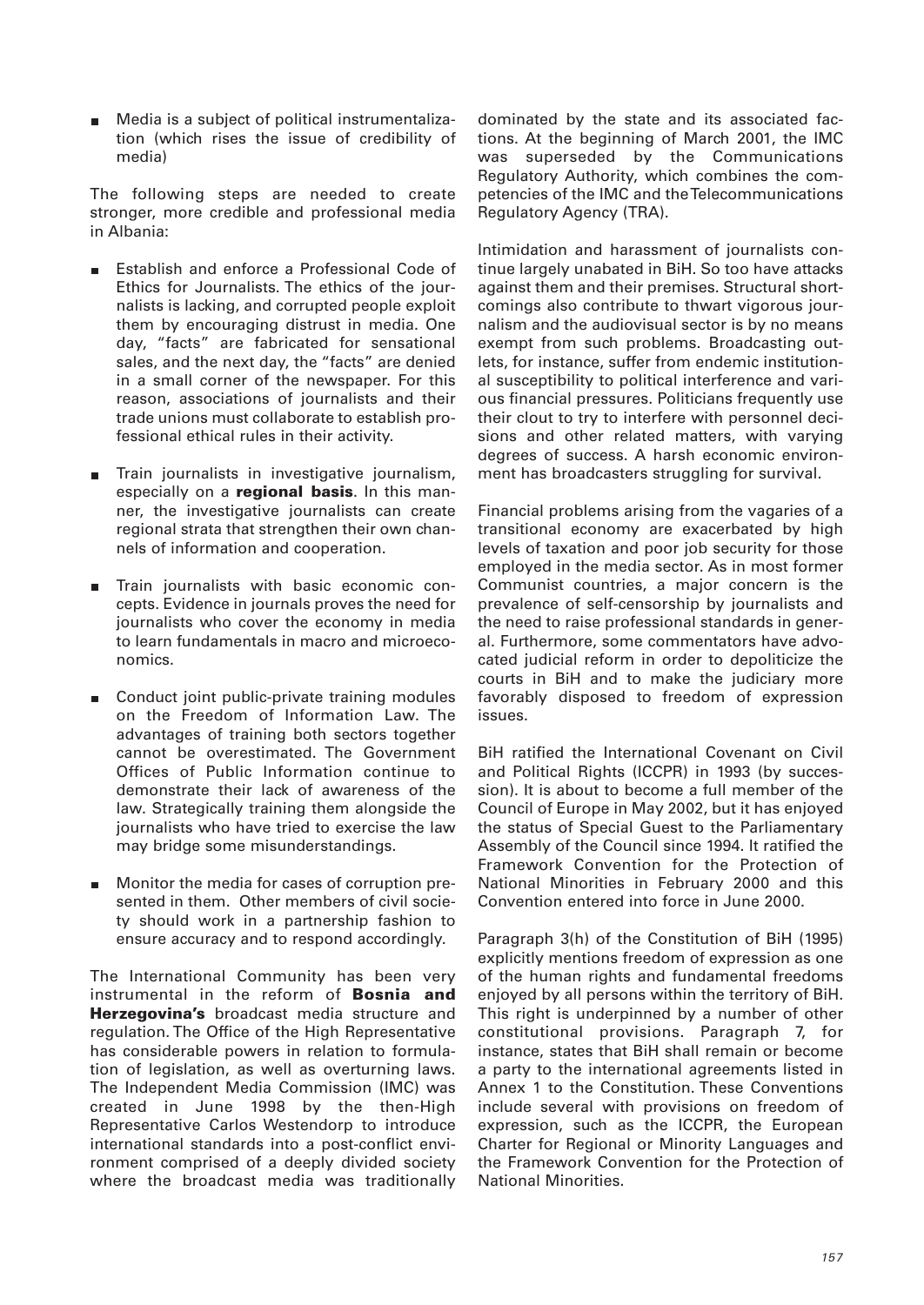- Media is a subject of political instrumentalization (which rises the issue of credibility of media)

The following steps are needed to create stronger, more credible and professional media in Albania:

- Establish and enforce a Professional Code of Ethics for Journalists. The ethics of the journalists is lacking, and corrupted people exploit them by encouraging distrust in media. One day, "facts" are fabricated for sensational sales, and the next day, the "facts" are denied in a small corner of the newspaper. For this reason, associations of journalists and their trade unions must collaborate to establish professional ethical rules in their activity.

- Train journalists in investigative journalism, especially on a **regional basis**. In this manner, the investigative journalists can create regional strata that strengthen their own channels of information and cooperation.

- Train journalists with basic economic concepts. Evidence in journals proves the need for journalists who cover the economy in media to learn fundamentals in macro and microeconomics.

- Conduct joint public-private training modules on the Freedom of Information Law. The advantages of training both sectors together cannot be overestimated. The Government Offices of Public Information continue to demonstrate their lack of awareness of the law. Strategically training them alongside the journalists who have tried to exercise the law may bridge some misunderstandings.

- Monitor the media for cases of corruption presented in them. Other members of civil society should work in a partnership fashion to ensure accuracy and to respond accordingly.

The International Community has been very instrumental in the reform of **Bosnia and Herzegovina's** broadcast media structure and regulation. The Office of the High Representative has considerable powers in relation to formulation of legislation, as well as overturning laws. The Independent Media Commission (IMC) was created in June 1998 by the then-High Representative Carlos Westendorp to introduce international standards into a post-conflict environment comprised of a deeply divided society where the broadcast media was traditionally dominated by the state and its associated factions. At the beginning of March 2001, the IMC was superseded by the Communications Regulatory Authority, which combines the competencies of the IMC and the Telecommunications Regulatory Agency (TRA).

Intimidation and harassment of journalists continue largely unabated in BiH. So too have attacks against them and their premises. Structural shortcomings also contribute to thwart vigorous journalism and the audiovisual sector is by no means exempt from such problems. Broadcasting outlets, for instance, suffer from endemic institutional susceptibility to political interference and various financial pressures. Politicians frequently use their clout to try to interfere with personnel decisions and other related matters, with varying degrees of success. A harsh economic environment has broadcasters struggling for survival.

Financial problems arising from the vagaries of a transitional economy are exacerbated by high levels of taxation and poor job security for those employed in the media sector. As in most former Communist countries, a major concern is the prevalence of self-censorship by journalists and the need to raise professional standards in general. Furthermore, some commentators have advocated judicial reform in order to depoliticize the courts in BiH and to make the judiciary more favorably disposed to freedom of expression issues.

BiH ratified the International Covenant on Civil and Political Rights (ICCPR) in 1993 (by succession). It is about to become a full member of the Council of Europe in May 2002, but it has enjoyed the status of Special Guest to the Parliamentary Assembly of the Council since 1994. It ratified the Framework Convention for the Protection of National Minorities in February 2000 and this Convention entered into force in June 2000.

Paragraph 3(h) of the Constitution of BiH (1995) explicitly mentions freedom of expression as one of the human rights and fundamental freedoms enjoyed by all persons within the territory of BiH. This right is underpinned by a number of other constitutional provisions. Paragraph 7, for instance, states that BiH shall remain or become a party to the international agreements listed in Annex 1 to the Constitution. These Conventions include several with provisions on freedom of expression, such as the ICCPR, the European Charter for Regional or Minority Languages and the Framework Convention for the Protection of National Minorities.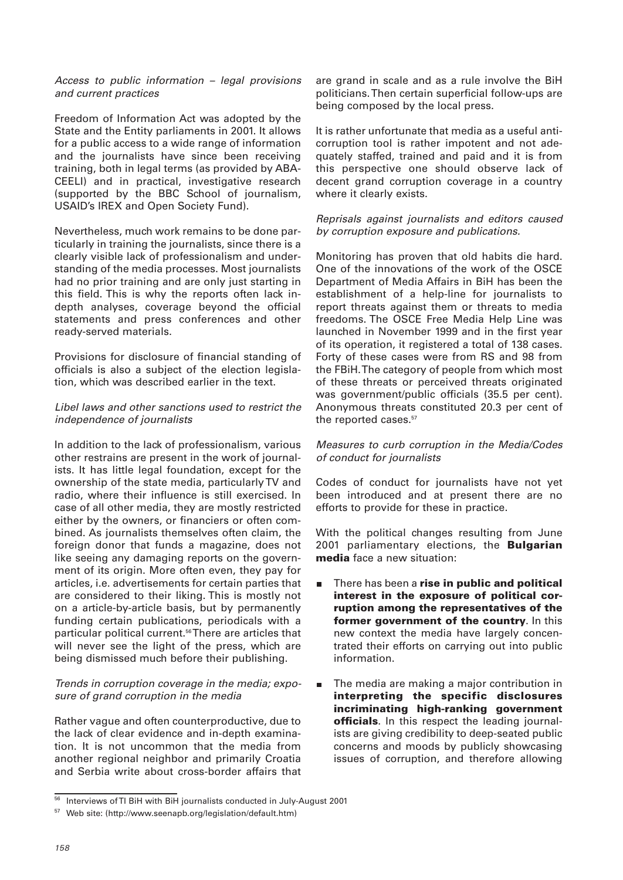*Access to public information – legal provisions and current practices*

Freedom of Information Act was adopted by the State and the Entity parliaments in 2001. It allows for a public access to a wide range of information and the journalists have since been receiving training, both in legal terms (as provided by ABA-CEELI) and in practical, investigative research (supported by the BBC School of journalism, USAID's IREX and Open Society Fund).

Nevertheless, much work remains to be done particularly in training the journalists, since there is a clearly visible lack of professionalism and understanding of the media processes. Most journalists had no prior training and are only just starting in this field. This is why the reports often lack in-depth analyses, coverage beyond the official statements and press conferences and other ready-served materials.

Provisions for disclosure of financial standing of officials is also a subject of the election legislation, which was described earlier in the text.

*Libel laws and other sanctions used to restrict the independence of journalists*

In addition to the lack of professionalism, various other restrains are present in the work of journalists. It has little legal foundation, except for the ownership of the state media, particularly TV and radio, where their influence is still exercised. In case of all other media, they are mostly restricted either by the owners, or financiers or often combined. As journalists themselves often claim, the foreign donor that funds a magazine, does not like seeing any damaging reports on the government of its origin. More often even, they pay for articles, i.e. advertisements for certain parties that are considered to their liking. This is mostly not on a article-by-article basis, but by permanently funding certain publications, periodicals with a particular political current.[56] There are articles that will never see the light of the press, which are being dismissed much before their publishing.

*Trends in corruption coverage in the media; exposure of grand corruption in the media*

Rather vague and often counterproductive, due to the lack of clear evidence and in-depth examination. It is not uncommon that the media from another regional neighbor and primarily Croatia and Serbia write about cross-border affairs that are grand in scale and as a rule involve the BiH politicians. Then certain superficial follow-ups are being composed by the local press.

It is rather unfortunate that media as a useful anti-corruption tool is rather impotent and not adequately staffed, trained and paid and it is from this perspective one should observe lack of decent grand corruption coverage in a country where it clearly exists.

*Reprisals against journalists and editors caused by corruption exposure and publications.*

Monitoring has proven that old habits die hard. One of the innovations of the work of the OSCE Department of Media Affairs in BiH has been the establishment of a help-line for journalists to report threats against them or threats to media freedoms. The OSCE Free Media Help Line was launched in November 1999 and in the first year of its operation, it registered a total of 138 cases. Forty of these cases were from RS and 98 from the FBiH. The category of people from which most of these threats or perceived threats originated was government/public officials (35.5 per cent). Anonymous threats constituted 20.3 per cent of the reported cases.[57]

*Measures to curb corruption in the Media/Codes of conduct for journalists*

Codes of conduct for journalists have not yet been introduced and at present there are no efforts to provide for these in practice.

With the political changes resulting from June 2001 parliamentary elections, the **Bulgarian media** face a new situation:

- There has been a **rise in public and political interest in the exposure of political corruption among the representatives of the former government of the country**. In this new context the media have largely concentrated their efforts on carrying out into public information.
- The media are making a major contribution in **interpreting the specific disclosures incriminating high-ranking government officials**. In this respect the leading journalists are giving credibility to deep-seated public concerns and moods by publicly showcasing issues of corruption, and therefore allowing

---

[56] Interviews of TI BiH with BiH journalists conducted in July-August 2001

[57] Web site: (http://www.seenapb.org/legislation/default.htm)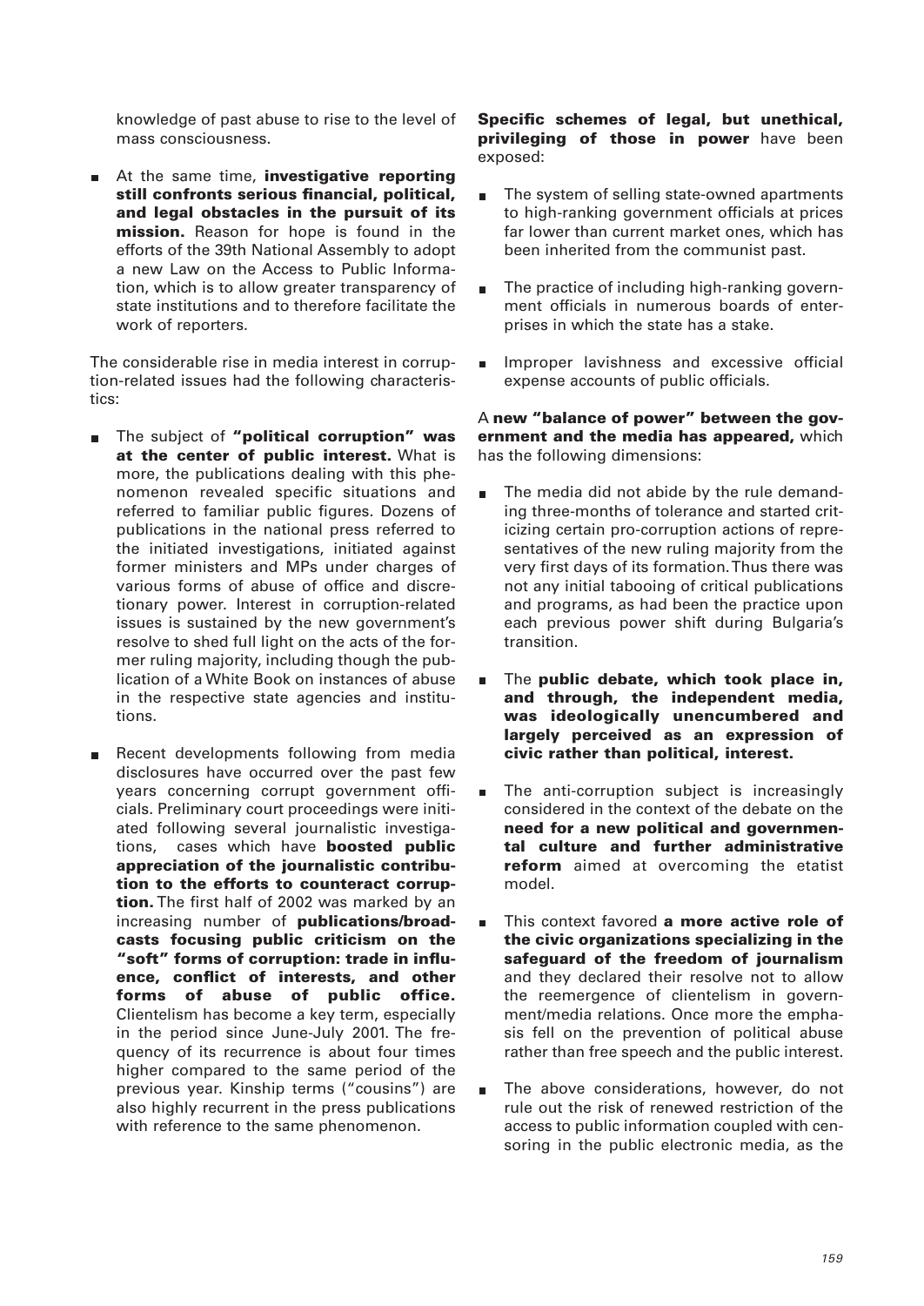knowledge of past abuse to rise to the level of mass consciousness.

- At the same time, **investigative reporting still confronts serious financial, political, and legal obstacles in the pursuit of its mission.** Reason for hope is found in the efforts of the 39th National Assembly to adopt a new Law on the Access to Public Information, which is to allow greater transparency of state institutions and to therefore facilitate the work of reporters.

The considerable rise in media interest in corruption-related issues had the following characteristics:

- The subject of **"political corruption" was at the center of public interest.** What is more, the publications dealing with this phenomenon revealed specific situations and referred to familiar public figures. Dozens of publications in the national press referred to the initiated investigations, initiated against former ministers and MPs under charges of various forms of abuse of office and discretionary power. Interest in corruption-related issues is sustained by the new government's resolve to shed full light on the acts of the former ruling majority, including though the publication of a White Book on instances of abuse in the respective state agencies and institutions.

- Recent developments following from media disclosures have occurred over the past few years concerning corrupt government officials. Preliminary court proceedings were initiated following several journalistic investigations, cases which have **boosted public appreciation of the journalistic contribution to the efforts to counteract corruption.** The first half of 2002 was marked by an increasing number of **publications/broadcasts focusing public criticism on the "soft" forms of corruption: trade in influence, conflict of interests, and other forms of abuse of public office.** Clientelism has become a key term, especially in the period since June-July 2001. The frequency of its recurrence is about four times higher compared to the same period of the previous year. Kinship terms ("cousins") are also highly recurrent in the press publications with reference to the same phenomenon.

**Specific schemes of legal, but unethical, privileging of those in power** have been exposed:

- The system of selling state-owned apartments to high-ranking government officials at prices far lower than current market ones, which has been inherited from the communist past.

- The practice of including high-ranking government officials in numerous boards of enterprises in which the state has a stake.

- Improper lavishness and excessive official expense accounts of public officials.

A **new "balance of power" between the government and the media has appeared,** which has the following dimensions:

- The media did not abide by the rule demanding three-months of tolerance and started criticizing certain pro-corruption actions of representatives of the new ruling majority from the very first days of its formation. Thus there was not any initial tabooing of critical publications and programs, as had been the practice upon each previous power shift during Bulgaria's transition.

- The **public debate, which took place in, and through, the independent media, was ideologically unencumbered and largely perceived as an expression of civic rather than political, interest.**

- The anti-corruption subject is increasingly considered in the context of the debate on the **need for a new political and governmental culture and further administrative reform** aimed at overcoming the etatist model.

- This context favored **a more active role of the civic organizations specializing in the safeguard of the freedom of journalism** and they declared their resolve not to allow the reemergence of clientelism in government/media relations. Once more the emphasis fell on the prevention of political abuse rather than free speech and the public interest.

- The above considerations, however, do not rule out the risk of renewed restriction of the access to public information coupled with censoring in the public electronic media, as the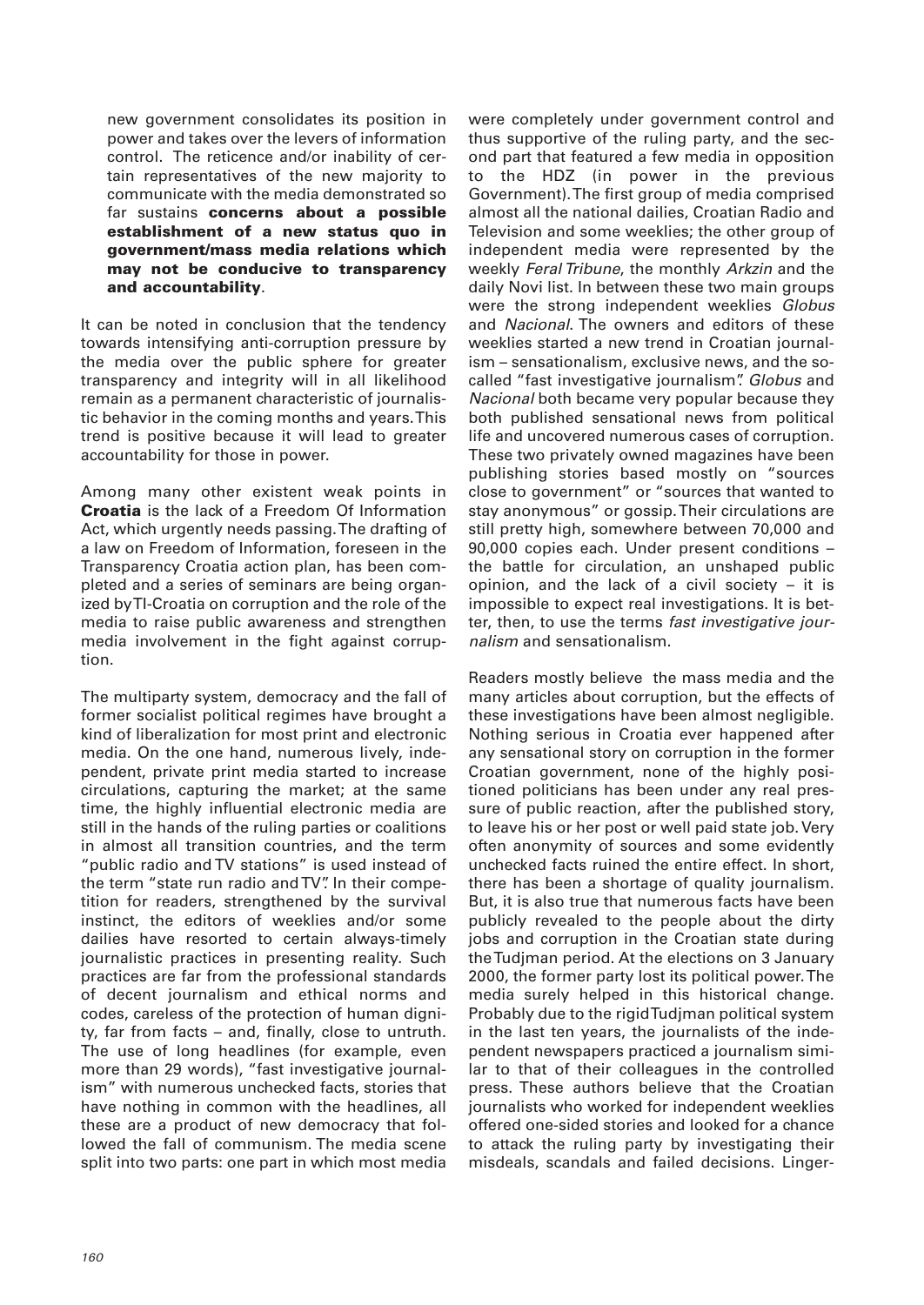new government consolidates its position in power and takes over the levers of information control. The reticence and/or inability of certain representatives of the new majority to communicate with the media demonstrated so far sustains **concerns about a possible establishment of a new status quo in government/mass media relations which may not be conducive to transparency and accountability**.

It can be noted in conclusion that the tendency towards intensifying anti-corruption pressure by the media over the public sphere for greater transparency and integrity will in all likelihood remain as a permanent characteristic of journalistic behavior in the coming months and years. This trend is positive because it will lead to greater accountability for those in power.

Among many other existent weak points in **Croatia** is the lack of a Freedom Of Information Act, which urgently needs passing. The drafting of a law on Freedom of Information, foreseen in the Transparency Croatia action plan, has been completed and a series of seminars are being organized by TI-Croatia on corruption and the role of the media to raise public awareness and strengthen media involvement in the fight against corruption.

The multiparty system, democracy and the fall of former socialist political regimes have brought a kind of liberalization for most print and electronic media. On the one hand, numerous lively, independent, private print media started to increase circulations, capturing the market; at the same time, the highly influential electronic media are still in the hands of the ruling parties or coalitions in almost all transition countries, and the term "public radio and TV stations" is used instead of the term "state run radio and TV". In their competition for readers, strengthened by the survival instinct, the editors of weeklies and/or some dailies have resorted to certain always-timely journalistic practices in presenting reality. Such practices are far from the professional standards of decent journalism and ethical norms and codes, careless of the protection of human dignity, far from facts – and, finally, close to untruth. The use of long headlines (for example, even more than 29 words), "fast investigative journalism" with numerous unchecked facts, stories that have nothing in common with the headlines, all these are a product of new democracy that followed the fall of communism. The media scene split into two parts: one part in which most media were completely under government control and thus supportive of the ruling party, and the second part that featured a few media in opposition to the HDZ (in power in the previous Government). The first group of media comprised almost all the national dailies, Croatian Radio and Television and some weeklies; the other group of independent media were represented by the weekly *Feral Tribune*, the monthly *Arkzin* and the daily Novi list. In between these two main groups were the strong independent weeklies *Globus* and *Nacional*. The owners and editors of these weeklies started a new trend in Croatian journalism – sensationalism, exclusive news, and the so-called "fast investigative journalism". *Globus* and *Nacional* both became very popular because they both published sensational news from political life and uncovered numerous cases of corruption. These two privately owned magazines have been publishing stories based mostly on "sources close to government" or "sources that wanted to stay anonymous" or gossip. Their circulations are still pretty high, somewhere between 70,000 and 90,000 copies each. Under present conditions – the battle for circulation, an unshaped public opinion, and the lack of a civil society – it is impossible to expect real investigations. It is better, then, to use the terms *fast investigative journalism* and sensationalism.

Readers mostly believe the mass media and the many articles about corruption, but the effects of these investigations have been almost negligible. Nothing serious in Croatia ever happened after any sensational story on corruption in the former Croatian government, none of the highly positioned politicians has been under any real pressure of public reaction, after the published story, to leave his or her post or well paid state job. Very often anonymity of sources and some evidently unchecked facts ruined the entire effect. In short, there has been a shortage of quality journalism. But, it is also true that numerous facts have been publicly revealed to the people about the dirty jobs and corruption in the Croatian state during the Tudjman period. At the elections on 3 January 2000, the former party lost its political power. The media surely helped in this historical change. Probably due to the rigid Tudjman political system in the last ten years, the journalists of the independent newspapers practiced a journalism similar to that of their colleagues in the controlled press. These authors believe that the Croatian journalists who worked for independent weeklies offered one-sided stories and looked for a chance to attack the ruling party by investigating their misdeals, scandals and failed decisions. Linger-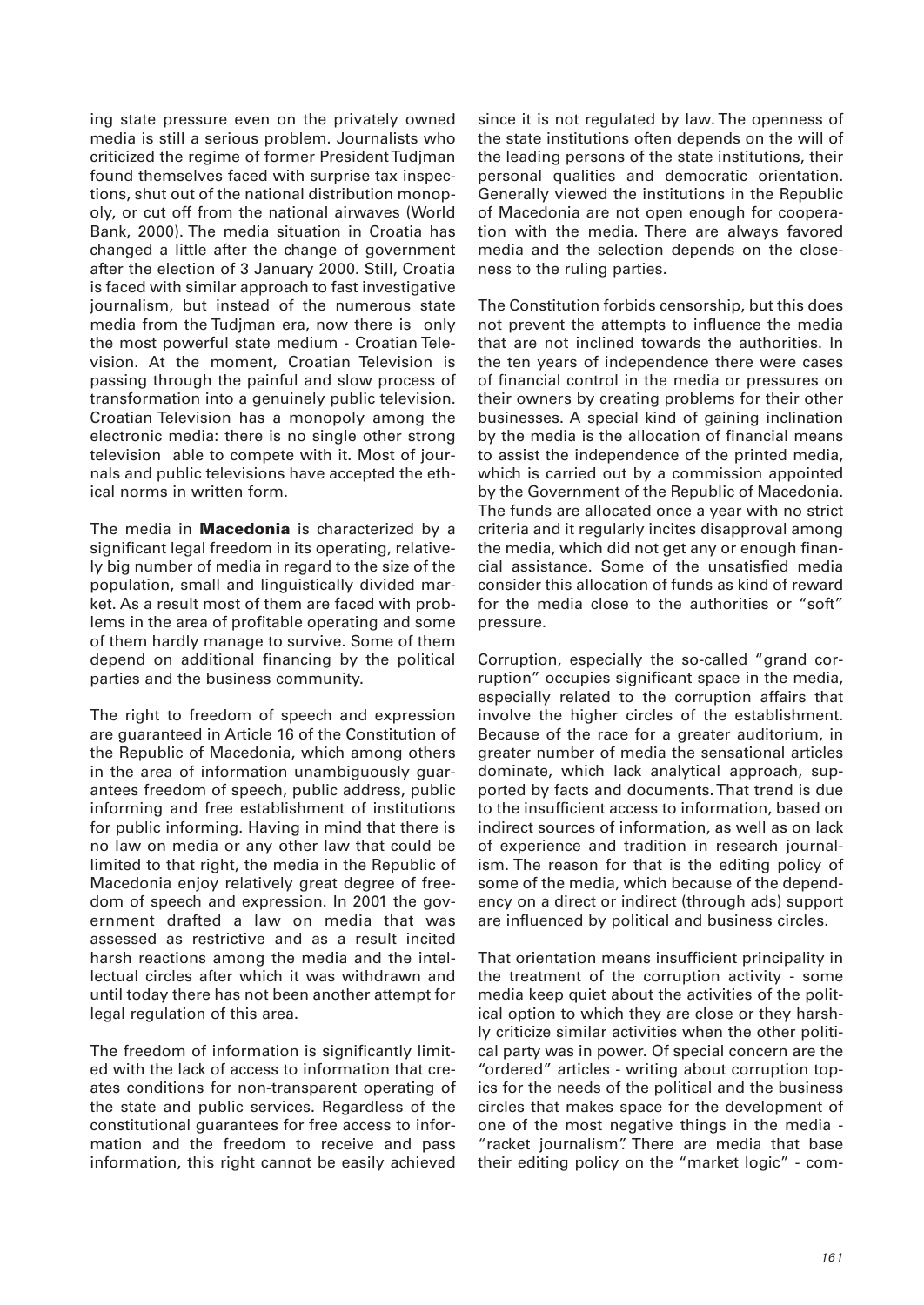ing state pressure even on the privately owned media is still a serious problem. Journalists who criticized the regime of former President Tudjman found themselves faced with surprise tax inspections, shut out of the national distribution monopoly, or cut off from the national airwaves (World Bank, 2000). The media situation in Croatia has changed a little after the change of government after the election of 3 January 2000. Still, Croatia is faced with similar approach to fast investigative journalism, but instead of the numerous state media from the Tudjman era, now there is only the most powerful state medium - Croatian Television. At the moment, Croatian Television is passing through the painful and slow process of transformation into a genuinely public television. Croatian Television has a monopoly among the electronic media: there is no single other strong television able to compete with it. Most of journals and public televisions have accepted the ethical norms in written form.

The media in **Macedonia** is characterized by a significant legal freedom in its operating, relatively big number of media in regard to the size of the population, small and linguistically divided market. As a result most of them are faced with problems in the area of profitable operating and some of them hardly manage to survive. Some of them depend on additional financing by the political parties and the business community.

The right to freedom of speech and expression are guaranteed in Article 16 of the Constitution of the Republic of Macedonia, which among others in the area of information unambiguously guarantees freedom of speech, public address, public informing and free establishment of institutions for public informing. Having in mind that there is no law on media or any other law that could be limited to that right, the media in the Republic of Macedonia enjoy relatively great degree of freedom of speech and expression. In 2001 the government drafted a law on media that was assessed as restrictive and as a result incited harsh reactions among the media and the intellectual circles after which it was withdrawn and until today there has not been another attempt for legal regulation of this area.

The freedom of information is significantly limited with the lack of access to information that creates conditions for non-transparent operating of the state and public services. Regardless of the constitutional guarantees for free access to information and the freedom to receive and pass information, this right cannot be easily achieved since it is not regulated by law. The openness of the state institutions often depends on the will of the leading persons of the state institutions, their personal qualities and democratic orientation. Generally viewed the institutions in the Republic of Macedonia are not open enough for cooperation with the media. There are always favored media and the selection depends on the closeness to the ruling parties.

The Constitution forbids censorship, but this does not prevent the attempts to influence the media that are not inclined towards the authorities. In the ten years of independence there were cases of financial control in the media or pressures on their owners by creating problems for their other businesses. A special kind of gaining inclination by the media is the allocation of financial means to assist the independence of the printed media, which is carried out by a commission appointed by the Government of the Republic of Macedonia. The funds are allocated once a year with no strict criteria and it regularly incites disapproval among the media, which did not get any or enough financial assistance. Some of the unsatisfied media consider this allocation of funds as kind of reward for the media close to the authorities or "soft" pressure.

Corruption, especially the so-called "grand corruption" occupies significant space in the media, especially related to the corruption affairs that involve the higher circles of the establishment. Because of the race for a greater auditorium, in greater number of media the sensational articles dominate, which lack analytical approach, supported by facts and documents. That trend is due to the insufficient access to information, based on indirect sources of information, as well as on lack of experience and tradition in research journalism. The reason for that is the editing policy of some of the media, which because of the dependency on a direct or indirect (through ads) support are influenced by political and business circles.

That orientation means insufficient principality in the treatment of the corruption activity - some media keep quiet about the activities of the political option to which they are close or they harshly criticize similar activities when the other political party was in power. Of special concern are the "ordered" articles - writing about corruption topics for the needs of the political and the business circles that makes space for the development of one of the most negative things in the media - "racket journalism". There are media that base their editing policy on the "market logic" - com-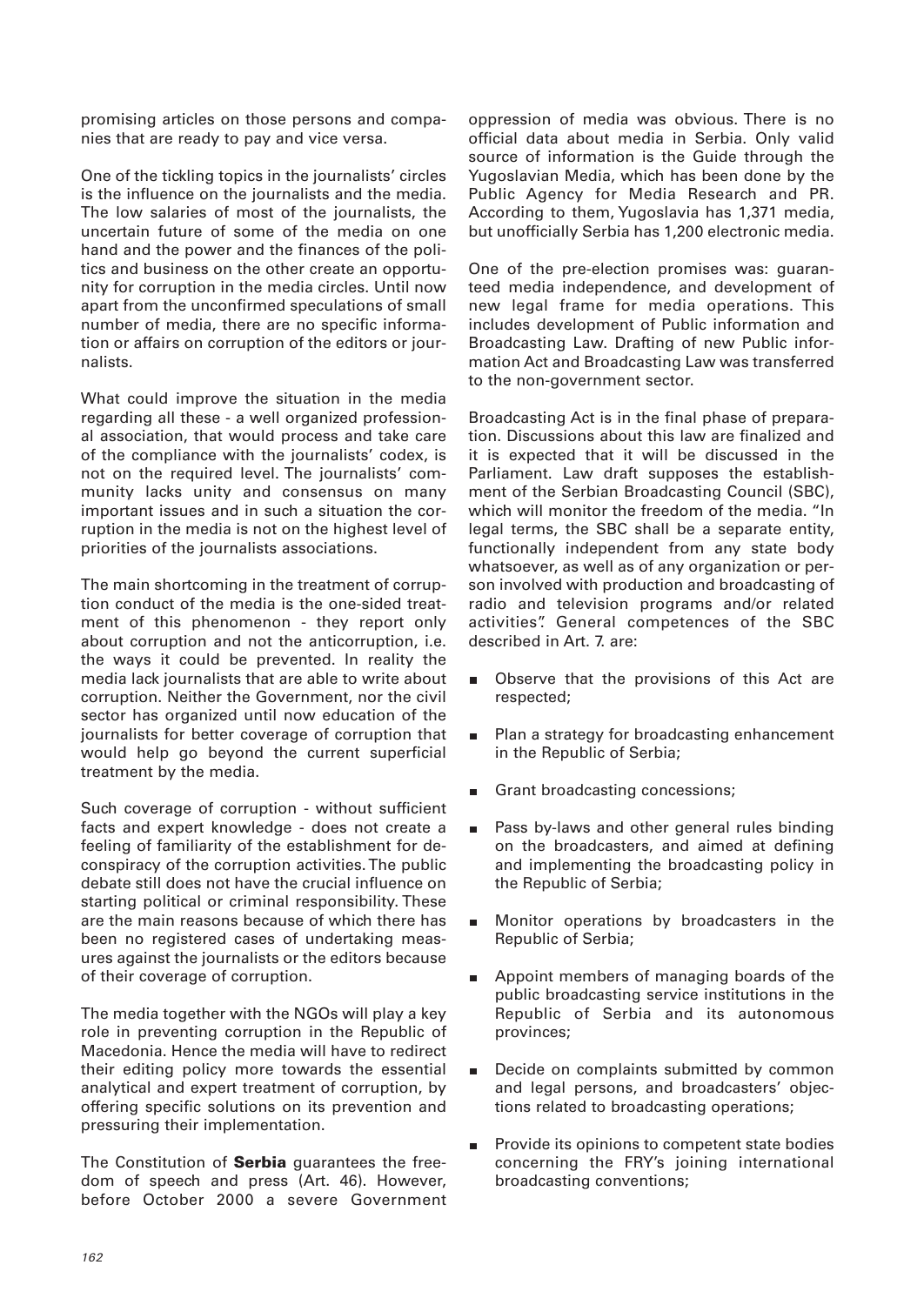promising articles on those persons and companies that are ready to pay and vice versa.

One of the tickling topics in the journalists' circles is the influence on the journalists and the media. The low salaries of most of the journalists, the uncertain future of some of the media on one hand and the power and the finances of the politics and business on the other create an opportunity for corruption in the media circles. Until now apart from the unconfirmed speculations of small number of media, there are no specific information or affairs on corruption of the editors or journalists.

What could improve the situation in the media regarding all these - a well organized professional association, that would process and take care of the compliance with the journalists' codex, is not on the required level. The journalists' community lacks unity and consensus on many important issues and in such a situation the corruption in the media is not on the highest level of priorities of the journalists associations.

The main shortcoming in the treatment of corruption conduct of the media is the one-sided treatment of this phenomenon - they report only about corruption and not the anticorruption, i.e. the ways it could be prevented. In reality the media lack journalists that are able to write about corruption. Neither the Government, nor the civil sector has organized until now education of the journalists for better coverage of corruption that would help go beyond the current superficial treatment by the media.

Such coverage of corruption - without sufficient facts and expert knowledge - does not create a feeling of familiarity of the establishment for deconspiracy of the corruption activities. The public debate still does not have the crucial influence on starting political or criminal responsibility. These are the main reasons because of which there has been no registered cases of undertaking measures against the journalists or the editors because of their coverage of corruption.

The media together with the NGOs will play a key role in preventing corruption in the Republic of Macedonia. Hence the media will have to redirect their editing policy more towards the essential analytical and expert treatment of corruption, by offering specific solutions on its prevention and pressuring their implementation.

The Constitution of **Serbia** guarantees the freedom of speech and press (Art. 46). However, before October 2000 a severe Government oppression of media was obvious. There is no official data about media in Serbia. Only valid source of information is the Guide through the Yugoslavian Media, which has been done by the Public Agency for Media Research and PR. According to them, Yugoslavia has 1,371 media, but unofficially Serbia has 1,200 electronic media.

One of the pre-election promises was: guaranteed media independence, and development of new legal frame for media operations. This includes development of Public information and Broadcasting Law. Drafting of new Public information Act and Broadcasting Law was transferred to the non-government sector.

Broadcasting Act is in the final phase of preparation. Discussions about this law are finalized and it is expected that it will be discussed in the Parliament. Law draft supposes the establishment of the Serbian Broadcasting Council (SBC), which will monitor the freedom of the media. "In legal terms, the SBC shall be a separate entity, functionally independent from any state body whatsoever, as well as of any organization or person involved with production and broadcasting of radio and television programs and/or related activities". General competences of the SBC described in Art. 7. are:

- Observe that the provisions of this Act are respected;
- Plan a strategy for broadcasting enhancement in the Republic of Serbia;
- Grant broadcasting concessions;
- Pass by-laws and other general rules binding on the broadcasters, and aimed at defining and implementing the broadcasting policy in the Republic of Serbia;
- Monitor operations by broadcasters in the Republic of Serbia;
- Appoint members of managing boards of the public broadcasting service institutions in the Republic of Serbia and its autonomous provinces;
- Decide on complaints submitted by common and legal persons, and broadcasters' objections related to broadcasting operations;
- Provide its opinions to competent state bodies concerning the FRY's joining international broadcasting conventions;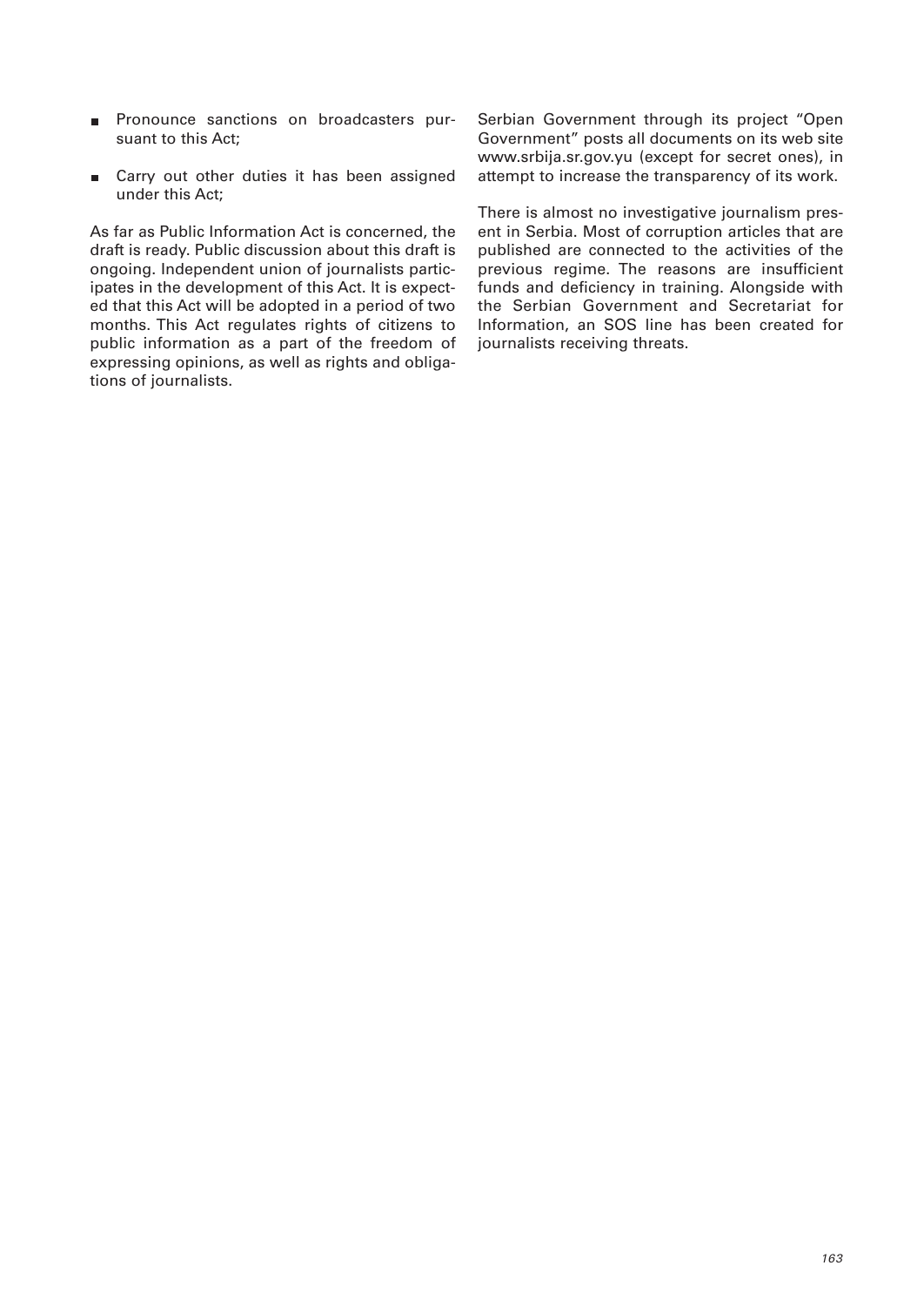- Pronounce sanctions on broadcasters pursuant to this Act;
- Carry out other duties it has been assigned under this Act;

As far as Public Information Act is concerned, the draft is ready. Public discussion about this draft is ongoing. Independent union of journalists participates in the development of this Act. It is expected that this Act will be adopted in a period of two months. This Act regulates rights of citizens to public information as a part of the freedom of expressing opinions, as well as rights and obligations of journalists.

Serbian Government through its project "Open Government" posts all documents on its web site www.srbija.sr.gov.yu (except for secret ones), in attempt to increase the transparency of its work.

There is almost no investigative journalism present in Serbia. Most of corruption articles that are published are connected to the activities of the previous regime. The reasons are insufficient funds and deficiency in training. Alongside with the Serbian Government and Secretariat for Information, an SOS line has been created for journalists receiving threats.